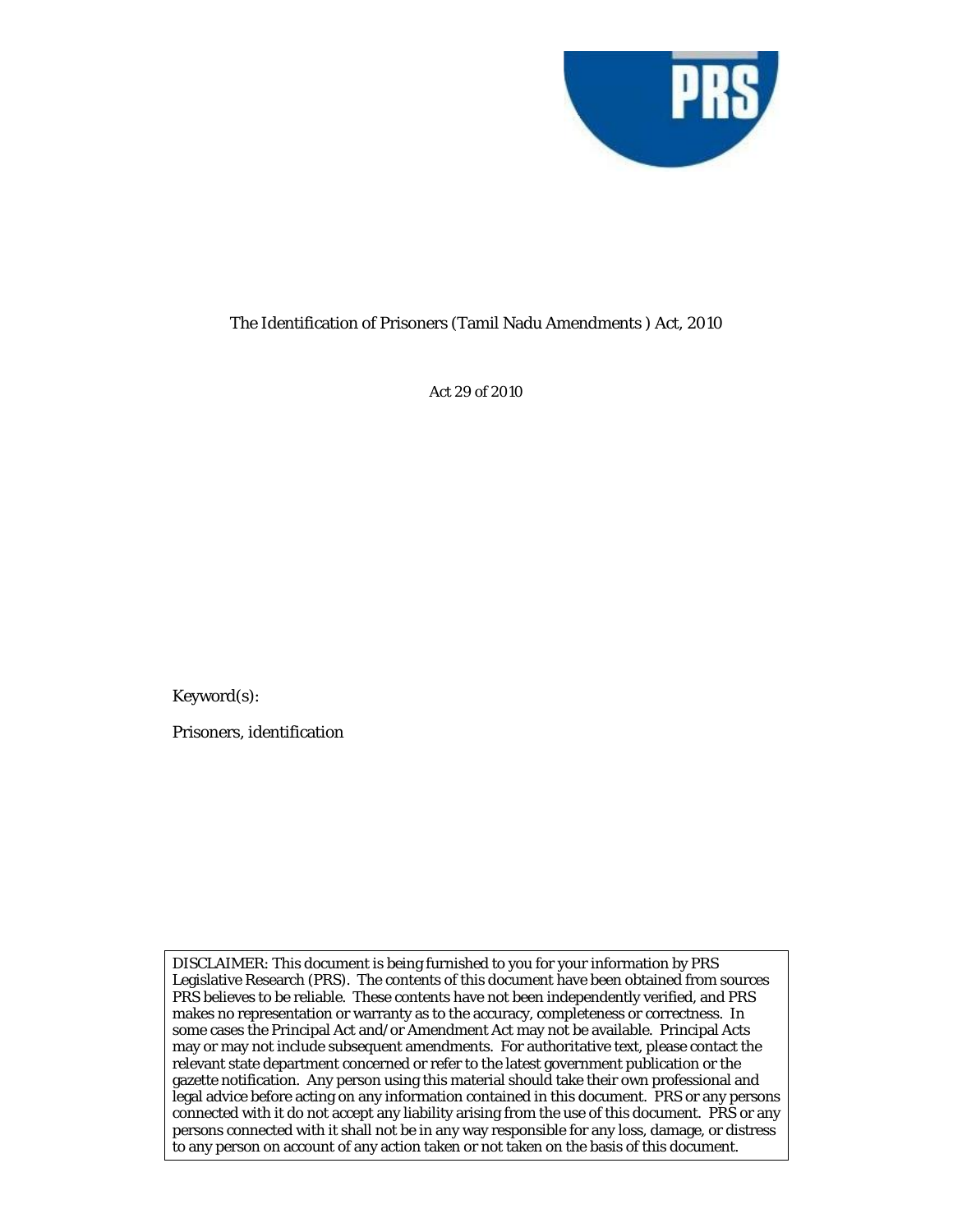The Identification of Prisoners (Tamil Nadu Amendments ) Act, 2010

Act 29 of 2010

Keyword(s):

Prisoners, identification

DISCLAIMER: This document is being furnished to you for your information by PRS Legislative Research (PRS). The contents of this document have been obtained from sources PRS believes to be reliable. These contents have not been independently verified, and PRS makes no representation or warranty as to the accuracy, completeness or correctness. In some cases the Principal Act and/or Amendment Act may not be available. Principal Acts may or may not include subsequent amendments. For authoritative text, please contact the relevant state department concerned or refer to the latest government publication or the gazette notification. Any person using this material should take their own professional and legal advice before acting on any information contained in this document. PRS or any persons connected with it do not accept any liability arising from the use of this document. PRS or any persons connected with it shall not be in any way responsible for any loss, damage, or distress to any person on account of any action taken or not taken on the basis of this document.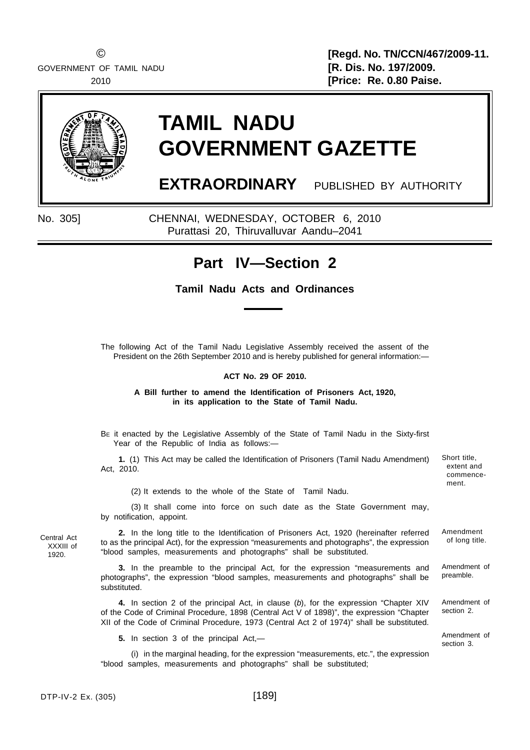© GOVERNMENT OF TAMIL NADU 2010

[Regd. No. TN/CCN/467/2009-11.
[R. Dis. No. 197/2009.
[Price: Re. 0.80 Paise.

# TAMIL NADU GOVERNMENT GAZETTE

## EXTRAORDINARY PUBLISHED BY AUTHORITY

No. 305] CHENNAI, WEDNESDAY, OCTOBER 6, 2010
Purattasi 20, Thiruvalluvar Aandu–2041

## Part IV—Section 2

### Tamil Nadu Acts and Ordinances

The following Act of the Tamil Nadu Legislative Assembly received the assent of the President on the 26th September 2010 and is hereby published for general information:—

**ACT No. 29 OF 2010.**

**A Bill further to amend the Identification of Prisoners Act, 1920, in its application to the State of Tamil Nadu.**

BE it enacted by the Legislative Assembly of the State of Tamil Nadu in the Sixty-first Year of the Republic of India as follows:—

*Short title, extent and commencement.*

**1.** (1) This Act may be called the Identification of Prisoners (Tamil Nadu Amendment) Act, 2010.

(2) It extends to the whole of the State of Tamil Nadu.

(3) It shall come into force on such date as the State Government may, by notification, appoint.

*Amendment of long title.*

*Central Act XXXIII of 1920.*

**2.** In the long title to the Identification of Prisoners Act, 1920 (hereinafter referred to as the principal Act), for the expression "measurements and photographs", the expression "blood samples, measurements and photographs" shall be substituted.

*Amendment of preamble.*

**3.** In the preamble to the principal Act, for the expression "measurements and photographs", the expression "blood samples, measurements and photographs" shall be substituted.

*Amendment of section 2.*

**4.** In section 2 of the principal Act, in clause (*b*), for the expression "Chapter XIV of the Code of Criminal Procedure, 1898 (Central Act V of 1898)", the expression "Chapter XII of the Code of Criminal Procedure, 1973 (Central Act 2 of 1974)" shall be substituted.

*Amendment of section 3.*

**5.** In section 3 of the principal Act,—

(i) in the marginal heading, for the expression "measurements, etc.", the expression "blood samples, measurements and photographs" shall be substituted;

DTP-IV-2 Ex. (305)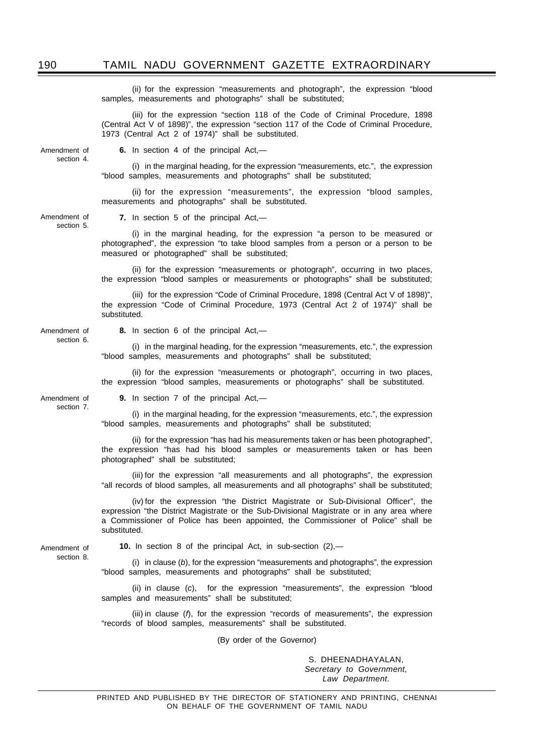(ii) for the expression "measurements and photograph", the expression "blood samples, measurements and photographs" shall be substituted;

(iii) for the expression "section 118 of the Code of Criminal Procedure, 1898 (Central Act V of 1898)", the expression "section 117 of the Code of Criminal Procedure, 1973 (Central Act 2 of 1974)" shall be substituted.

Amendment of section 4.

**6.** In section 4 of the principal Act,—

(i) in the marginal heading, for the expression "measurements, etc.", the expression "blood samples, measurements and photographs" shall be substituted;

(ii) for the expression "measurements", the expression "blood samples, measurements and photographs" shall be substituted.

Amendment of section 5.

**7.** In section 5 of the principal Act,—

(i) in the marginal heading, for the expression "a person to be measured or photographed", the expression "to take blood samples from a person or a person to be measured or photographed" shall be substituted;

(ii) for the expression "measurements or photograph", occurring in two places, the expression "blood samples or measurements or photographs" shall be substituted;

(iii) for the expression "Code of Criminal Procedure, 1898 (Central Act V of 1898)", the expression "Code of Criminal Procedure, 1973 (Central Act 2 of 1974)" shall be substituted.

Amendment of section 6.

**8.** In section 6 of the principal Act,—

(i) in the marginal heading, for the expression "measurements, etc.", the expression "blood samples, measurements and photographs" shall be substituted;

(ii) for the expression "measurements or photograph", occurring in two places, the expression "blood samples, measurements or photographs" shall be substituted.

Amendment of section 7.

**9.** In section 7 of the principal Act,—

(i) in the marginal heading, for the expression "measurements, etc.", the expression "blood samples, measurements and photographs" shall be substituted;

(ii) for the expression "has had his measurements taken or has been photographed", the expression "has had his blood samples or measurements taken or has been photographed" shall be substituted;

(iii) for the expression "all measurements and all photographs", the expression "all records of blood samples, all measurements and all photographs" shall be substituted;

(iv) for the expression "the District Magistrate or Sub-Divisional Officer", the expression "the District Magistrate or the Sub-Divisional Magistrate or in any area where a Commissioner of Police has been appointed, the Commissioner of Police" shall be substituted.

Amendment of section 8.

**10.** In section 8 of the principal Act, in sub-section (2),—

(i) in clause (*b*), for the expression "measurements and photographs", the expression "blood samples, measurements and photographs" shall be substituted;

(ii) in clause (*c*), for the expression "measurements", the expression "blood samples and measurements" shall be substituted;

(iii) in clause (*f*), for the expression "records of measurements", the expression "records of blood samples, measurements" shall be substituted.

(By order of the Governor)

S. DHEENADHAYALAN,
*Secretary to Government,*
*Law Department.*

PRINTED AND PUBLISHED BY THE DIRECTOR OF STATIONERY AND PRINTING, CHENNAI ON BEHALF OF THE GOVERNMENT OF TAMIL NADU